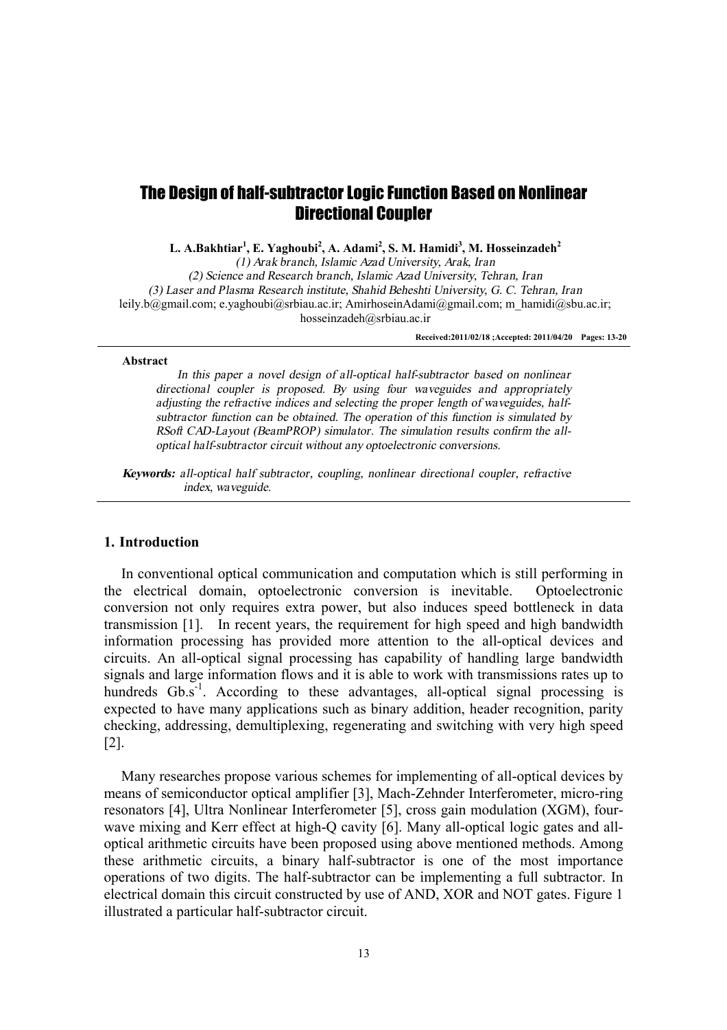# The Design of half-subtractor Logic Function Based on Nonlinear Directional Coupler

**L. A.Bakhtiar[1], E. Yaghoubi[2], A. Adami[2], S. M. Hamidi[3], M. Hosseinzadeh[2]**

*(1) Arak branch, Islamic Azad University, Arak, Iran*
*(2) Science and Research branch, Islamic Azad University, Tehran, Iran*
*(3) Laser and Plasma Research institute, Shahid Beheshti University, G. C. Tehran, Iran*
leily.b@gmail.com; e.yaghoubi@srbiau.ac.ir; AmirhoseinAdami@gmail.com; m_hamidi@sbu.ac.ir; hosseinzadeh@srbiau.ac.ir

**Received:2011/02/18 ;Accepted: 2011/04/20 Pages: 13-20**

**Abstract**

*In this paper a novel design of all-optical half-subtractor based on nonlinear directional coupler is proposed. By using four waveguides and appropriately adjusting the refractive indices and selecting the proper length of waveguides, half-subtractor function can be obtained. The operation of this function is simulated by RSoft CAD-Layout (BeamPROP) simulator. The simulation results confirm the all-optical half-subtractor circuit without any optoelectronic conversions.*

***Keywords:*** *all-optical half subtractor, coupling, nonlinear directional coupler, refractive index, waveguide.*

## 1. Introduction

In conventional optical communication and computation which is still performing in the electrical domain, optoelectronic conversion is inevitable. Optoelectronic conversion not only requires extra power, but also induces speed bottleneck in data transmission [1]. In recent years, the requirement for high speed and high bandwidth information processing has provided more attention to the all-optical devices and circuits. An all-optical signal processing has capability of handling large bandwidth signals and large information flows and it is able to work with transmissions rates up to hundreds $Gb.s^{-1}$. According to these advantages, all-optical signal processing is expected to have many applications such as binary addition, header recognition, parity checking, addressing, demultiplexing, regenerating and switching with very high speed [2].

Many researches propose various schemes for implementing of all-optical devices by means of semiconductor optical amplifier [3], Mach-Zehnder Interferometer, micro-ring resonators [4], Ultra Nonlinear Interferometer [5], cross gain modulation (XGM), four-wave mixing and Kerr effect at high-Q cavity [6]. Many all-optical logic gates and all-optical arithmetic circuits have been proposed using above mentioned methods. Among these arithmetic circuits, a binary half-subtractor is one of the most importance operations of two digits. The half-subtractor can be implementing a full subtractor. In electrical domain this circuit constructed by use of AND, XOR and NOT gates. Figure 1 illustrated a particular half-subtractor circuit.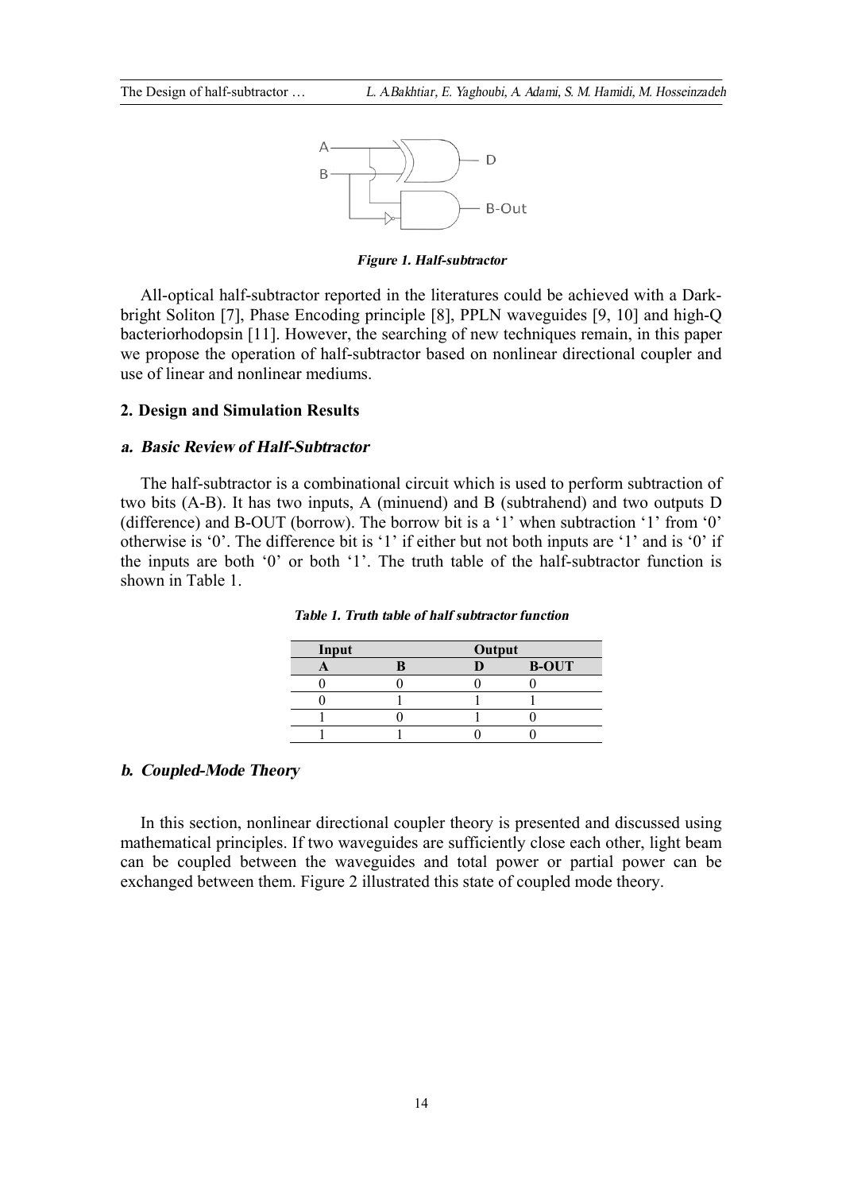*Figure 1. Half-subtractor*

All-optical half-subtractor reported in the literatures could be achieved with a Dark-bright Soliton [7], Phase Encoding principle [8], PPLN waveguides [9, 10] and high-Q bacteriorhodopsin [11]. However, the searching of new techniques remain, in this paper we propose the operation of half-subtractor based on nonlinear directional coupler and use of linear and nonlinear mediums.

## 2. Design and Simulation Results

### a. Basic Review of Half-Subtractor

The half-subtractor is a combinational circuit which is used to perform subtraction of two bits (A-B). It has two inputs, A (minuend) and B (subtrahend) and two outputs D (difference) and B-OUT (borrow). The borrow bit is a '1' when subtraction '1' from '0' otherwise is '0'. The difference bit is '1' if either but not both inputs are '1' and is '0' if the inputs are both '0' or both '1'. The truth table of the half-subtractor function is shown in Table 1.

*Table 1. Truth table of half subtractor function*

| Input | | Output | |
|---|---|---|---|
| A | B | D | B-OUT |
| 0 | 0 | 0 | 0 |
| 0 | 1 | 1 | 1 |
| 1 | 0 | 1 | 0 |
| 1 | 1 | 0 | 0 |

### b. Coupled-Mode Theory

In this section, nonlinear directional coupler theory is presented and discussed using mathematical principles. If two waveguides are sufficiently close each other, light beam can be coupled between the waveguides and total power or partial power can be exchanged between them. Figure 2 illustrated this state of coupled mode theory.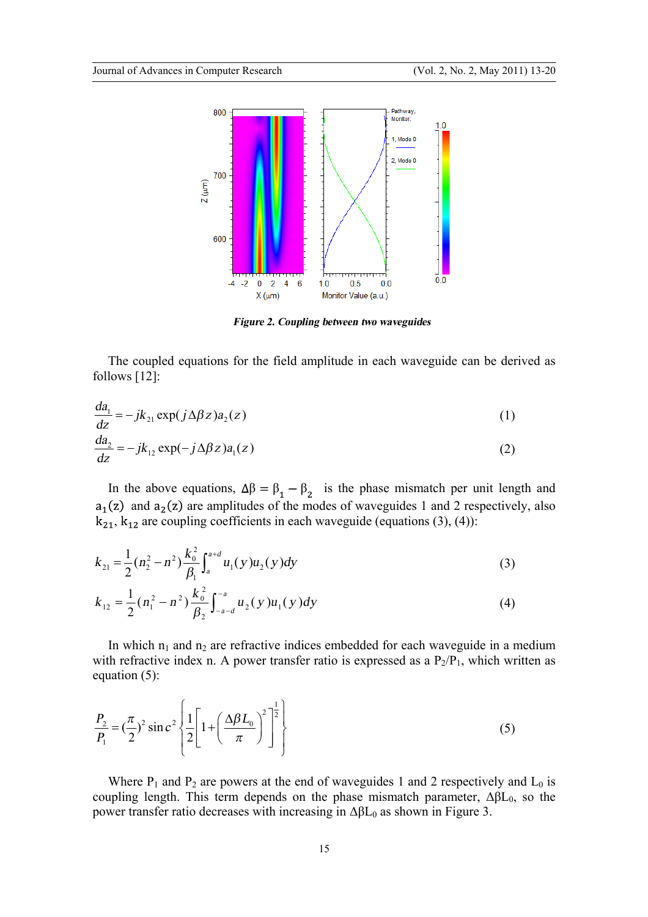*Figure 2. Coupling between two waveguides*

The coupled equations for the field amplitude in each waveguide can be derived as follows [12]:

$$\frac{da_1}{dz} = -jk_{21}\exp(j\Delta\beta z)a_2(z) \tag{1}$$

$$\frac{da_2}{dz} = -jk_{12}\exp(-j\Delta\beta z)a_1(z) \tag{2}$$

In the above equations, $\Delta\beta = \beta_1 - \beta_2$ is the phase mismatch per unit length and $a_1(z)$ and $a_2(z)$ are amplitudes of the modes of waveguides 1 and 2 respectively, also $k_{21}$, $k_{12}$ are coupling coefficients in each waveguide (equations (3), (4)):

$$k_{21} = \frac{1}{2}(n_2^2 - n^2)\frac{k_0^2}{\beta_1}\int_a^{a+d} u_1(y)u_2(y)dy \tag{3}$$

$$k_{12} = \frac{1}{2}(n_1^2 - n^2)\frac{k_0^2}{\beta_2}\int_{-a-d}^{-a} u_2(y)u_1(y)dy \tag{4}$$

In which $n_1$ and $n_2$ are refractive indices embedded for each waveguide in a medium with refractive index n. A power transfer ratio is expressed as a $P_2/P_1$, which written as equation (5):

$$\frac{P_2}{P_1} = (\frac{\pi}{2})^2 \sin c^2 \left\{ \frac{1}{2}\left[1 + \left(\frac{\Delta\beta L_0}{\pi}\right)^2\right]^{\frac{1}{2}} \right\} \tag{5}$$

Where $P_1$ and $P_2$ are powers at the end of waveguides 1 and 2 respectively and $L_0$ is coupling length. This term depends on the phase mismatch parameter, $\Delta\beta L_0$, so the power transfer ratio decreases with increasing in $\Delta\beta L_0$ as shown in Figure 3.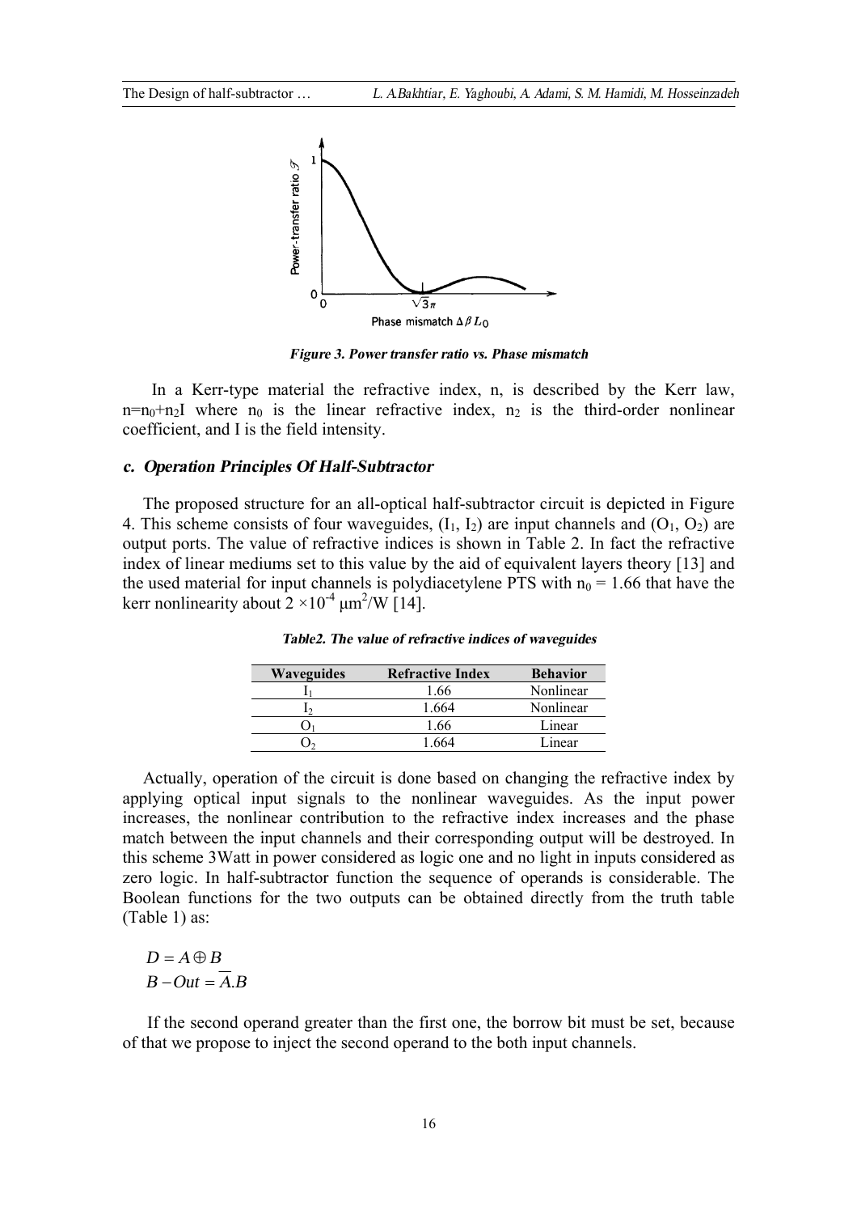*Figure 3. Power transfer ratio vs. Phase mismatch*

In a Kerr-type material the refractive index, n, is described by the Kerr law, $n=n_0+n_2I$ where $n_0$ is the linear refractive index, $n_2$ is the third-order nonlinear coefficient, and I is the field intensity.

### *c. Operation Principles Of Half-Subtractor*

The proposed structure for an all-optical half-subtractor circuit is depicted in Figure 4. This scheme consists of four waveguides, ($I_1$, $I_2$) are input channels and ($O_1$, $O_2$) are output ports. The value of refractive indices is shown in Table 2. In fact the refractive index of linear mediums set to this value by the aid of equivalent layers theory [13] and the used material for input channels is polydiacetylene PTS with $n_0 = 1.66$ that have the kerr nonlinearity about $2 \times 10^{-4}\ \mu m^2/W$ [14].

*Table2. The value of refractive indices of waveguides*

| Waveguides | Refractive Index | Behavior |
|---|---|---|
| $I_1$ | 1.66 | Nonlinear |
| $I_2$ | 1.664 | Nonlinear |
| $O_1$ | 1.66 | Linear |
| $O_2$ | 1.664 | Linear |

Actually, operation of the circuit is done based on changing the refractive index by applying optical input signals to the nonlinear waveguides. As the input power increases, the nonlinear contribution to the refractive index increases and the phase match between the input channels and their corresponding output will be destroyed. In this scheme 3Watt in power considered as logic one and no light in inputs considered as zero logic. In half-subtractor function the sequence of operands is considerable. The Boolean functions for the two outputs can be obtained directly from the truth table (Table 1) as:

$$D = A \oplus B$$
$$B - Out = \overline{A}.B$$

If the second operand greater than the first one, the borrow bit must be set, because of that we propose to inject the second operand to the both input channels.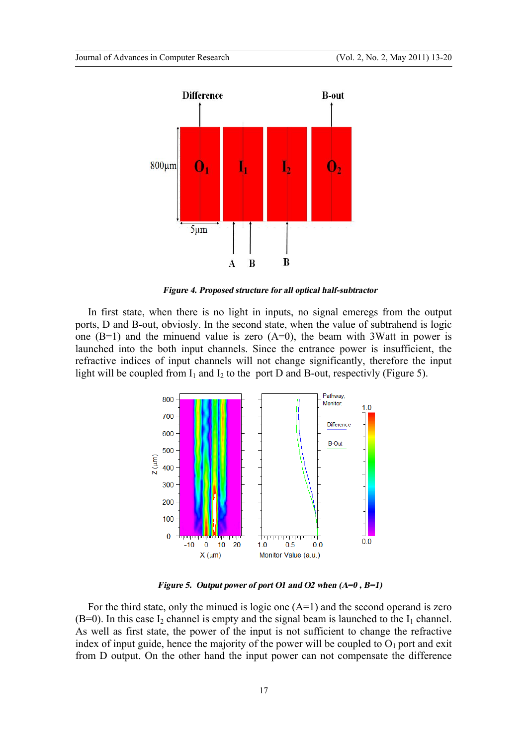*Figure 4. Proposed structure for all optical half-subtractor*

In first state, when there is no light in inputs, no signal emeregs from the output ports, D and B-out, obviosly. In the second state, when the value of subtrahend is logic one (B=1) and the minuend value is zero (A=0), the beam with 3Watt in power is launched into the both input channels. Since the entrance power is insufficient, the refractive indices of input channels will not change significantly, therefore the input light will be coupled from $I_1$ and $I_2$ to the port D and B-out, respectivly (Figure 5).

*Figure 5. Output power of port O1 and O2 when (A=0 , B=1)*

For the third state, only the minued is logic one (A=1) and the second operand is zero (B=0). In this case $I_2$ channel is empty and the signal beam is launched to the $I_1$ channel. As well as first state, the power of the input is not sufficient to change the refractive index of input guide, hence the majority of the power will be coupled to $O_1$ port and exit from D output. On the other hand the input power can not compensate the difference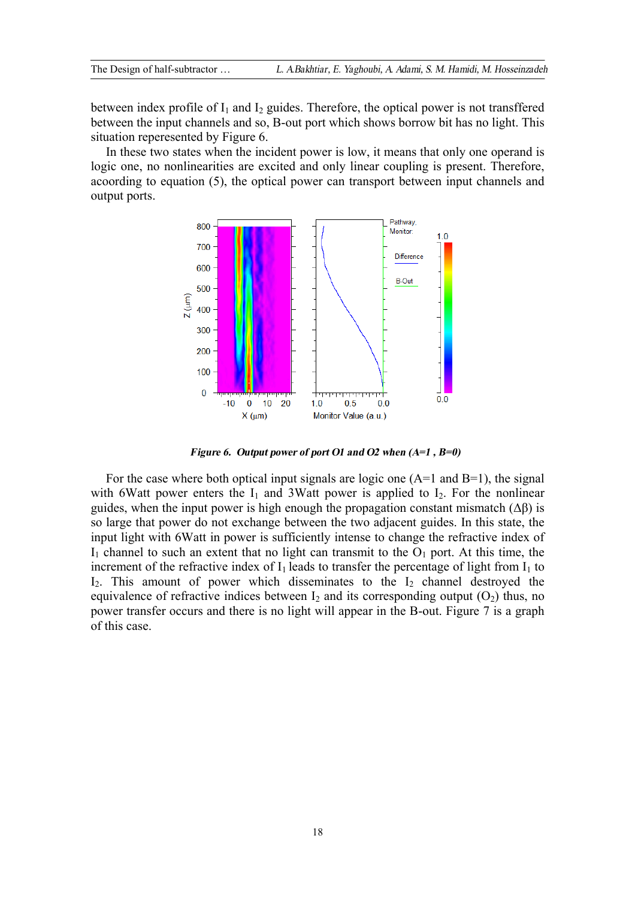between index profile of $I_1$ and $I_2$ guides. Therefore, the optical power is not transffered between the input channels and so, B-out port which shows borrow bit has no light. This situation reperesented by Figure 6.

In these two states when the incident power is low, it means that only one operand is logic one, no nonlinearities are excited and only linear coupling is present. Therefore, acoording to equation (5), the optical power can transport between input channels and output ports.

***Figure 6. Output power of port O1 and O2 when (A=1 , B=0)***

For the case where both optical input signals are logic one (A=1 and B=1), the signal with 6Watt power enters the $I_1$ and 3Watt power is applied to $I_2$. For the nonlinear guides, when the input power is high enough the propagation constant mismatch ($\Delta\beta$) is so large that power do not exchange between the two adjacent guides. In this state, the input light with 6Watt in power is sufficiently intense to change the refractive index of $I_1$ channel to such an extent that no light can transmit to the $O_1$ port. At this time, the increment of the refractive index of $I_1$ leads to transfer the percentage of light from $I_1$ to $I_2$. This amount of power which disseminates to the $I_2$ channel destroyed the equivalence of refractive indices between $I_2$ and its corresponding output ($O_2$) thus, no power transfer occurs and there is no light will appear in the B-out. Figure 7 is a graph of this case.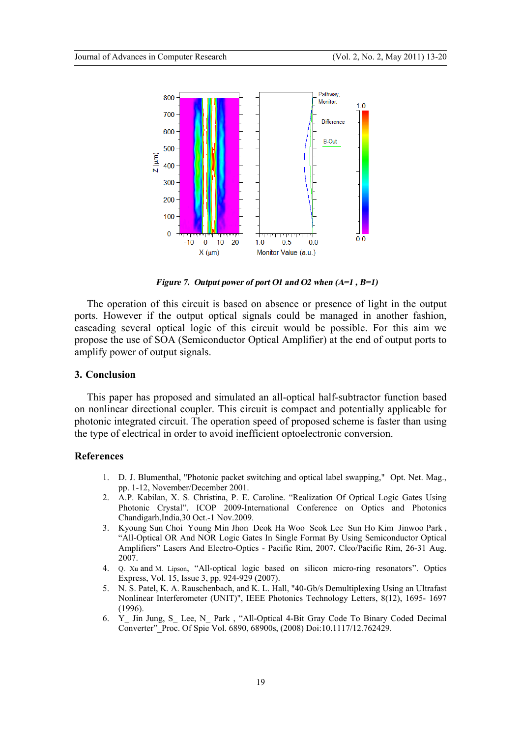*Figure 7. Output power of port O1 and O2 when (A=1 , B=1)*

The operation of this circuit is based on absence or presence of light in the output ports. However if the output optical signals could be managed in another fashion, cascading several optical logic of this circuit would be possible. For this aim we propose the use of SOA (Semiconductor Optical Amplifier) at the end of output ports to amplify power of output signals.

## 3. Conclusion

This paper has proposed and simulated an all-optical half-subtractor function based on nonlinear directional coupler. This circuit is compact and potentially applicable for photonic integrated circuit. The operation speed of proposed scheme is faster than using the type of electrical in order to avoid inefficient optoelectronic conversion.

## References

1. D. J. Blumenthal, "Photonic packet switching and optical label swapping," Opt. Net. Mag., pp. 1-12, November/December 2001.
2. A.P. Kabilan, X. S. Christina, P. E. Caroline. "Realization Of Optical Logic Gates Using Photonic Crystal". ICOP 2009-International Conference on Optics and Photonics Chandigarh,India,30 Oct.-1 Nov.2009.
3. Kyoung Sun Choi Young Min Jhon Deok Ha Woo Seok Lee Sun Ho Kim Jinwoo Park , "All-Optical OR And NOR Logic Gates In Single Format By Using Semiconductor Optical Amplifiers" Lasers And Electro-Optics - Pacific Rim, 2007. Cleo/Pacific Rim, 26-31 Aug. 2007.
4. Q. Xu and M. Lipson, "All-optical logic based on silicon micro-ring resonators". Optics Express, Vol. 15, Issue 3, pp. 924-929 (2007).
5. N. S. Patel, K. A. Rauschenbach, and K. L. Hall, "40-Gb/s Demultiplexing Using an Ultrafast Nonlinear Interferometer (UNIT)", IEEE Photonics Technology Letters, 8(12), 1695- 1697 (1996).
6. Y_ Jin Jung, S_ Lee, N_ Park , "All-Optical 4-Bit Gray Code To Binary Coded Decimal Converter"_Proc. Of Spie Vol. 6890, 68900s, (2008) Doi:10.1117/12.762429.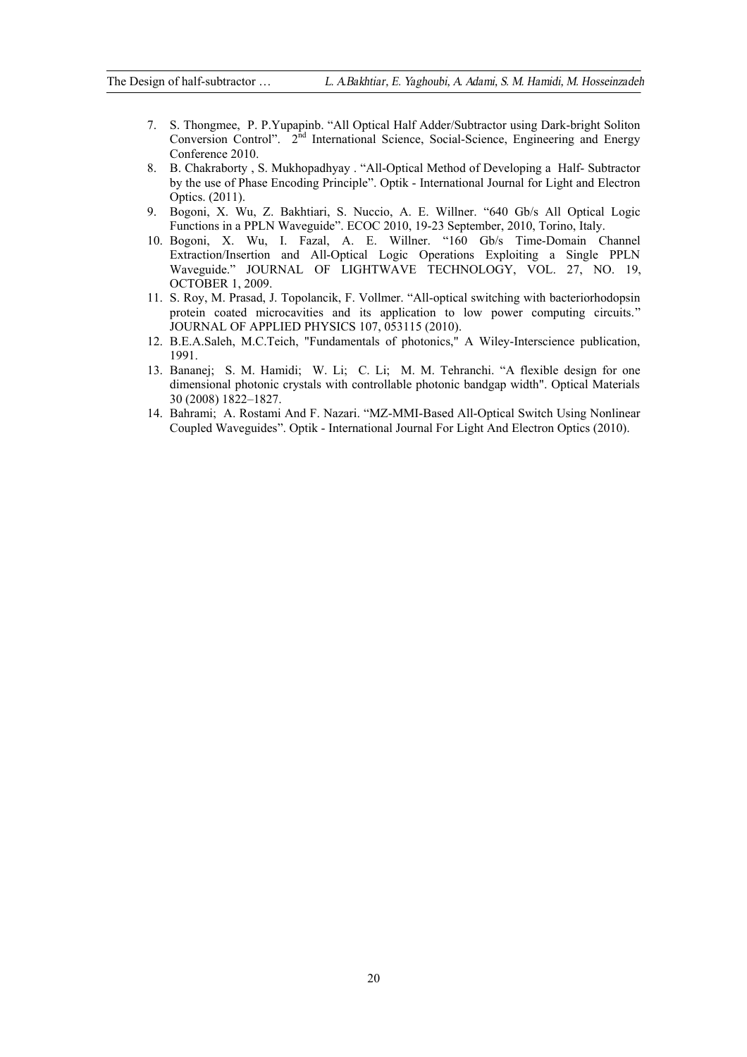7. S. Thongmee, P. P.Yupapinb. "All Optical Half Adder/Subtractor using Dark-bright Soliton Conversion Control". 2nd International Science, Social-Science, Engineering and Energy Conference 2010.
8. B. Chakraborty , S. Mukhopadhyay . "All-Optical Method of Developing a Half- Subtractor by the use of Phase Encoding Principle". Optik - International Journal for Light and Electron Optics. (2011).
9. Bogoni, X. Wu, Z. Bakhtiari, S. Nuccio, A. E. Willner. "640 Gb/s All Optical Logic Functions in a PPLN Waveguide". ECOC 2010, 19-23 September, 2010, Torino, Italy.
10. Bogoni, X. Wu, I. Fazal, A. E. Willner. "160 Gb/s Time-Domain Channel Extraction/Insertion and All-Optical Logic Operations Exploiting a Single PPLN Waveguide." JOURNAL OF LIGHTWAVE TECHNOLOGY, VOL. 27, NO. 19, OCTOBER 1, 2009.
11. S. Roy, M. Prasad, J. Topolancik, F. Vollmer. "All-optical switching with bacteriorhodopsin protein coated microcavities and its application to low power computing circuits." JOURNAL OF APPLIED PHYSICS 107, 053115 (2010).
12. B.E.A.Saleh, M.C.Teich, "Fundamentals of photonics," A Wiley-Interscience publication, 1991.
13. Bananej; S. M. Hamidi; W. Li; C. Li; M. M. Tehranchi. "A flexible design for one dimensional photonic crystals with controllable photonic bandgap width". Optical Materials 30 (2008) 1822–1827.
14. Bahrami; A. Rostami And F. Nazari. "MZ-MMI-Based All-Optical Switch Using Nonlinear Coupled Waveguides". Optik - International Journal For Light And Electron Optics (2010).